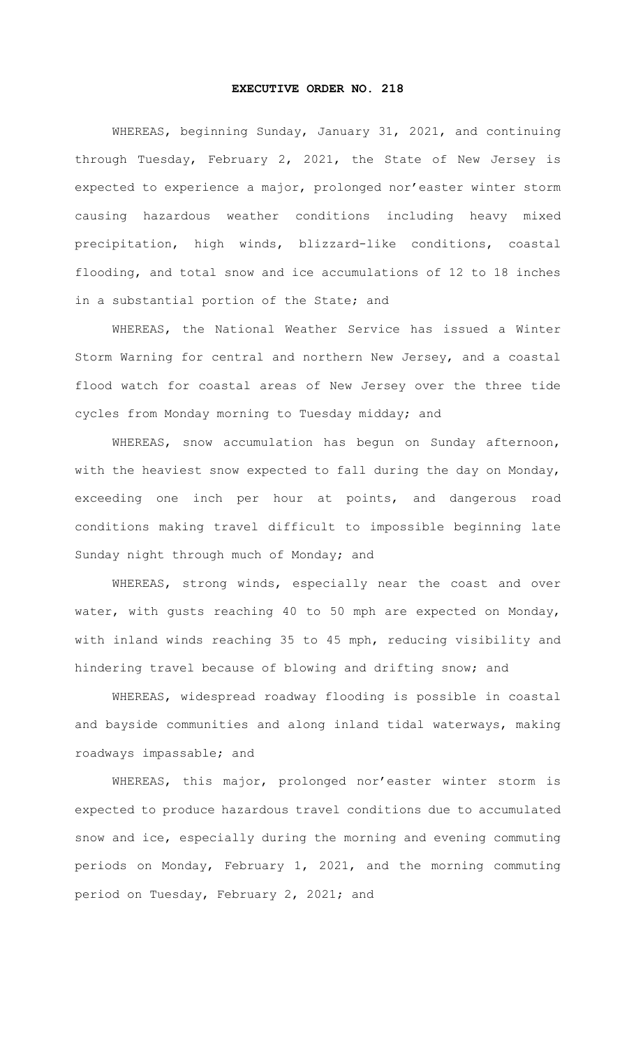# EXECUTIVE ORDER NO. 218

WHEREAS, beginning Sunday, January 31, 2021, and continuing through Tuesday, February 2, 2021, the State of New Jersey is expected to experience a major, prolonged nor'easter winter storm causing hazardous weather conditions including heavy mixed precipitation, high winds, blizzard-like conditions, coastal flooding, and total snow and ice accumulations of 12 to 18 inches in a substantial portion of the State; and

WHEREAS, the National Weather Service has issued a Winter Storm Warning for central and northern New Jersey, and a coastal flood watch for coastal areas of New Jersey over the three tide cycles from Monday morning to Tuesday midday; and

WHEREAS, snow accumulation has begun on Sunday afternoon, with the heaviest snow expected to fall during the day on Monday, exceeding one inch per hour at points, and dangerous road conditions making travel difficult to impossible beginning late Sunday night through much of Monday; and

WHEREAS, strong winds, especially near the coast and over water, with gusts reaching 40 to 50 mph are expected on Monday, with inland winds reaching 35 to 45 mph, reducing visibility and hindering travel because of blowing and drifting snow; and

WHEREAS, widespread roadway flooding is possible in coastal and bayside communities and along inland tidal waterways, making roadways impassable; and

WHEREAS, this major, prolonged nor'easter winter storm is expected to produce hazardous travel conditions due to accumulated snow and ice, especially during the morning and evening commuting periods on Monday, February 1, 2021, and the morning commuting period on Tuesday, February 2, 2021; and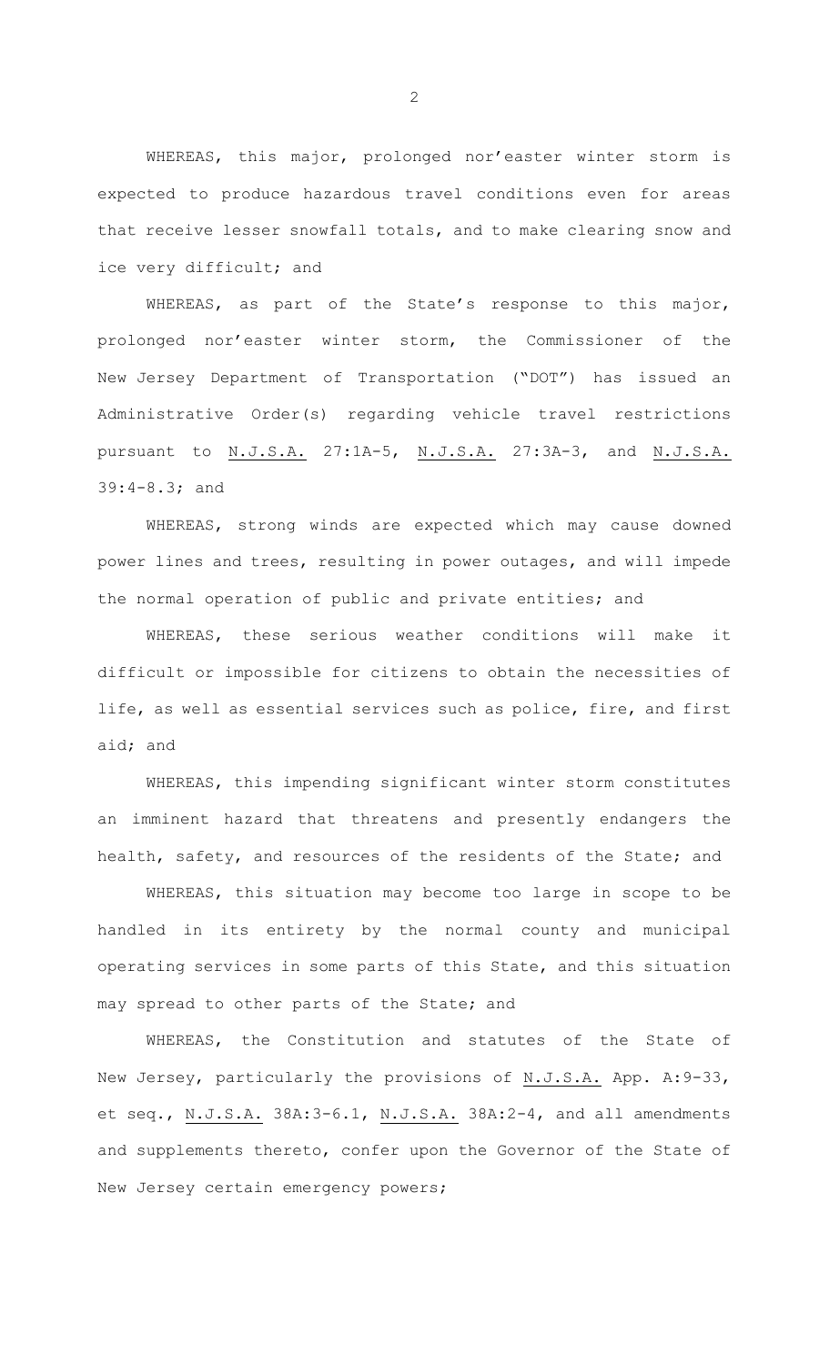WHEREAS, this major, prolonged nor'easter winter storm is expected to produce hazardous travel conditions even for areas that receive lesser snowfall totals, and to make clearing snow and ice very difficult; and

WHEREAS, as part of the State's response to this major, prolonged nor'easter winter storm, the Commissioner of the New Jersey Department of Transportation ("DOT") has issued an Administrative Order(s) regarding vehicle travel restrictions pursuant to N.J.S.A. 27:1A-5, N.J.S.A. 27:3A-3, and N.J.S.A. 39:4-8.3; and

WHEREAS, strong winds are expected which may cause downed power lines and trees, resulting in power outages, and will impede the normal operation of public and private entities; and

WHEREAS, these serious weather conditions will make it difficult or impossible for citizens to obtain the necessities of life, as well as essential services such as police, fire, and first aid; and

WHEREAS, this impending significant winter storm constitutes an imminent hazard that threatens and presently endangers the health, safety, and resources of the residents of the State; and

WHEREAS, this situation may become too large in scope to be handled in its entirety by the normal county and municipal operating services in some parts of this State, and this situation may spread to other parts of the State; and

WHEREAS, the Constitution and statutes of the State of New Jersey, particularly the provisions of N.J.S.A. App. A:9-33, et seq., N.J.S.A. 38A:3-6.1, N.J.S.A. 38A:2-4, and all amendments and supplements thereto, confer upon the Governor of the State of New Jersey certain emergency powers;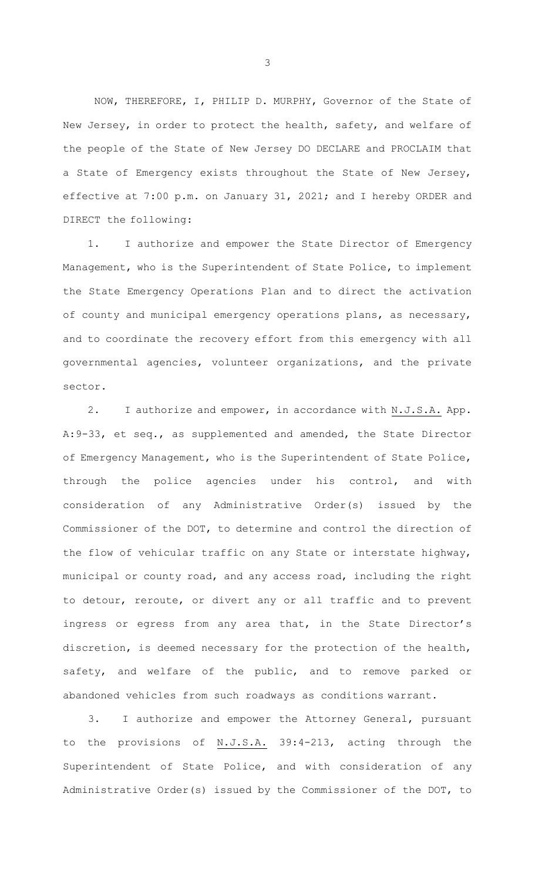NOW, THEREFORE, I, PHILIP D. MURPHY, Governor of the State of New Jersey, in order to protect the health, safety, and welfare of the people of the State of New Jersey DO DECLARE and PROCLAIM that a State of Emergency exists throughout the State of New Jersey, effective at 7:00 p.m. on January 31, 2021; and I hereby ORDER and DIRECT the following:

1. I authorize and empower the State Director of Emergency Management, who is the Superintendent of State Police, to implement the State Emergency Operations Plan and to direct the activation of county and municipal emergency operations plans, as necessary, and to coordinate the recovery effort from this emergency with all governmental agencies, volunteer organizations, and the private sector.

2. I authorize and empower, in accordance with N.J.S.A. App. A:9-33, et seq., as supplemented and amended, the State Director of Emergency Management, who is the Superintendent of State Police, through the police agencies under his control, and with consideration of any Administrative Order(s) issued by the Commissioner of the DOT, to determine and control the direction of the flow of vehicular traffic on any State or interstate highway, municipal or county road, and any access road, including the right to detour, reroute, or divert any or all traffic and to prevent ingress or egress from any area that, in the State Director's discretion, is deemed necessary for the protection of the health, safety, and welfare of the public, and to remove parked or abandoned vehicles from such roadways as conditions warrant.

3. I authorize and empower the Attorney General, pursuant to the provisions of N.J.S.A. 39:4-213, acting through the Superintendent of State Police, and with consideration of any Administrative Order(s) issued by the Commissioner of the DOT, to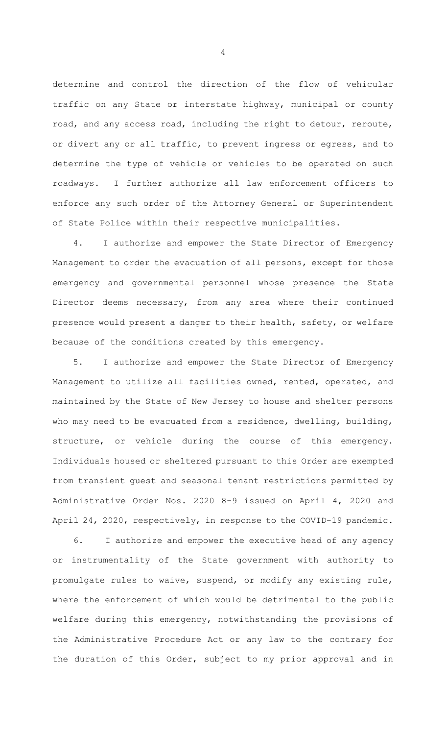determine and control the direction of the flow of vehicular traffic on any State or interstate highway, municipal or county road, and any access road, including the right to detour, reroute, or divert any or all traffic, to prevent ingress or egress, and to determine the type of vehicle or vehicles to be operated on such roadways. I further authorize all law enforcement officers to enforce any such order of the Attorney General or Superintendent of State Police within their respective municipalities.

4. I authorize and empower the State Director of Emergency Management to order the evacuation of all persons, except for those emergency and governmental personnel whose presence the State Director deems necessary, from any area where their continued presence would present a danger to their health, safety, or welfare because of the conditions created by this emergency.

5. I authorize and empower the State Director of Emergency Management to utilize all facilities owned, rented, operated, and maintained by the State of New Jersey to house and shelter persons who may need to be evacuated from a residence, dwelling, building, structure, or vehicle during the course of this emergency. Individuals housed or sheltered pursuant to this Order are exempted from transient guest and seasonal tenant restrictions permitted by Administrative Order Nos. 2020 8-9 issued on April 4, 2020 and April 24, 2020, respectively, in response to the COVID-19 pandemic.

6. I authorize and empower the executive head of any agency or instrumentality of the State government with authority to promulgate rules to waive, suspend, or modify any existing rule, where the enforcement of which would be detrimental to the public welfare during this emergency, notwithstanding the provisions of the Administrative Procedure Act or any law to the contrary for the duration of this Order, subject to my prior approval and in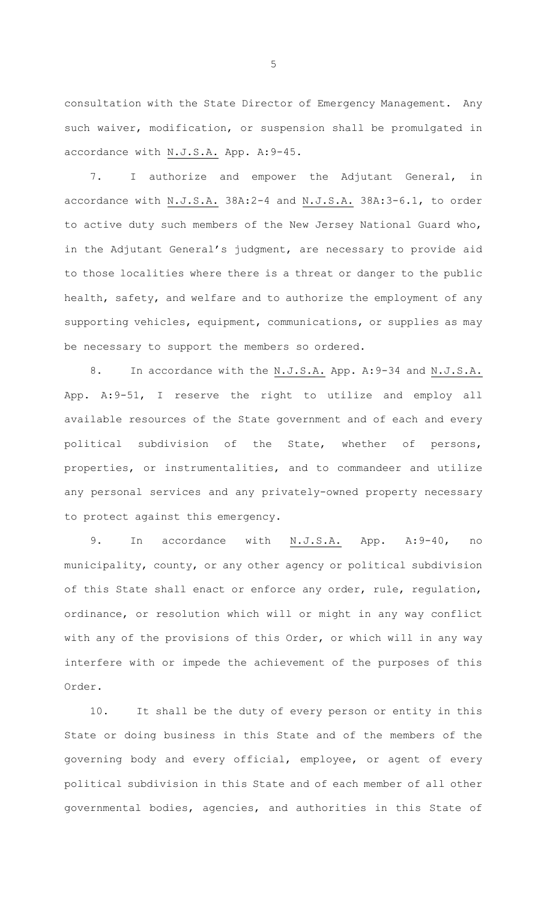consultation with the State Director of Emergency Management. Any such waiver, modification, or suspension shall be promulgated in accordance with N.J.S.A. App. A:9-45.

7. I authorize and empower the Adjutant General, in accordance with N.J.S.A. 38A:2-4 and N.J.S.A. 38A:3-6.1, to order to active duty such members of the New Jersey National Guard who, in the Adjutant General's judgment, are necessary to provide aid to those localities where there is a threat or danger to the public health, safety, and welfare and to authorize the employment of any supporting vehicles, equipment, communications, or supplies as may be necessary to support the members so ordered.

8. In accordance with the N.J.S.A. App. A:9-34 and N.J.S.A. App. A:9-51, I reserve the right to utilize and employ all available resources of the State government and of each and every political subdivision of the State, whether of persons, properties, or instrumentalities, and to commandeer and utilize any personal services and any privately-owned property necessary to protect against this emergency.

9. In accordance with N.J.S.A. App. A:9-40, no municipality, county, or any other agency or political subdivision of this State shall enact or enforce any order, rule, regulation, ordinance, or resolution which will or might in any way conflict with any of the provisions of this Order, or which will in any way interfere with or impede the achievement of the purposes of this Order.

10. It shall be the duty of every person or entity in this State or doing business in this State and of the members of the governing body and every official, employee, or agent of every political subdivision in this State and of each member of all other governmental bodies, agencies, and authorities in this State of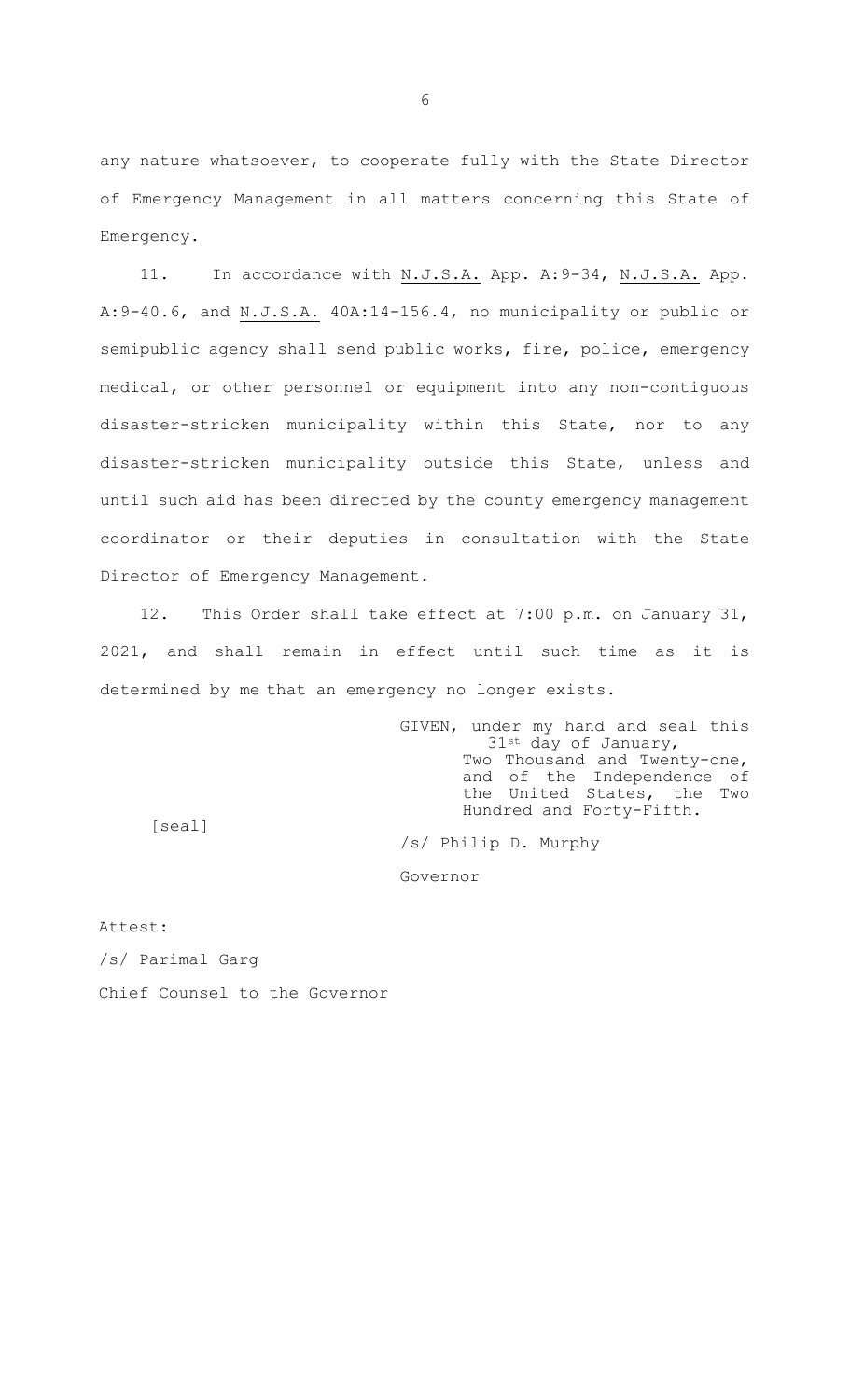any nature whatsoever, to cooperate fully with the State Director of Emergency Management in all matters concerning this State of Emergency.

11. In accordance with N.J.S.A. App. A:9-34, N.J.S.A. App. A:9-40.6, and N.J.S.A. 40A:14-156.4, no municipality or public or semipublic agency shall send public works, fire, police, emergency medical, or other personnel or equipment into any non-contiguous disaster-stricken municipality within this State, nor to any disaster-stricken municipality outside this State, unless and until such aid has been directed by the county emergency management coordinator or their deputies in consultation with the State Director of Emergency Management.

12. This Order shall take effect at 7:00 p.m. on January 31, 2021, and shall remain in effect until such time as it is determined by me that an emergency no longer exists.

GIVEN, under my hand and seal this 31st day of January, Two Thousand and Twenty-one, and of the Independence of the United States, the Two Hundred and Forty-Fifth.

[seal]

/s/ Philip D. Murphy

Governor

Attest:

/s/ Parimal Garg

Chief Counsel to the Governor